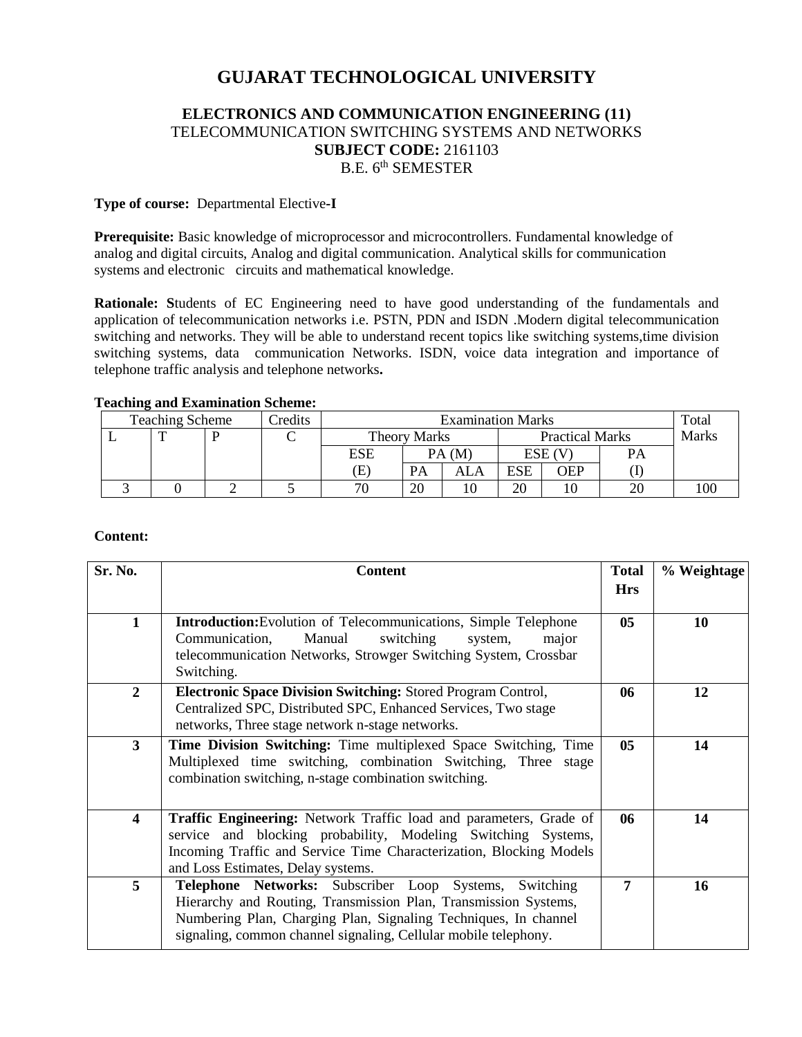# GUJARAT TECHNOLOGICAL UNIVERSITY

## ELECTRONICS AND COMMUNICATION ENGINEERING (11)

TELECOMMUNICATION SWITCHING SYSTEMS AND NETWORKS

**SUBJECT CODE:** 2161103

B.E. 6th SEMESTER

**Type of course:** Departmental Elective-**I**

**Prerequisite:** Basic knowledge of microprocessor and microcontrollers. Fundamental knowledge of analog and digital circuits, Analog and digital communication. Analytical skills for communication systems and electronic circuits and mathematical knowledge.

**Rationale: S**tudents of EC Engineering need to have good understanding of the fundamentals and application of telecommunication networks i.e. PSTN, PDN and ISDN .Modern digital telecommunication switching and networks. They will be able to understand recent topics like switching systems,time division switching systems, data communication Networks. ISDN, voice data integration and importance of telephone traffic analysis and telephone networks**.**

**Teaching and Examination Scheme:**

| Teaching Scheme | | | Credits | Examination Marks | | | | | | Total Marks |
|---|---|---|---|---|---|---|---|---|---|---|
| | | | | Theory Marks | | | Practical Marks | | | |
| L | T | P | C | ESE (E) | PA (M) | | ESE (V) | | PA (I) | |
| | | | | | PA | ALA | ESE | OEP | | |
| 3 | 0 | 2 | 5 | 70 | 20 | 10 | 20 | 10 | 20 | 100 |

**Content:**

| Sr. No. | Content | Total Hrs | % Weightage |
|---|---|---|---|
| 1 | **Introduction:** Evolution of Telecommunications, Simple Telephone Communication, Manual switching system, major telecommunication Networks, Strowger Switching System, Crossbar Switching. | 05 | 10 |
| 2 | **Electronic Space Division Switching:** Stored Program Control, Centralized SPC, Distributed SPC, Enhanced Services, Two stage networks, Three stage network n-stage networks. | 06 | 12 |
| 3 | **Time Division Switching:** Time multiplexed Space Switching, Time Multiplexed time switching, combination Switching, Three stage combination switching, n-stage combination switching. | 05 | 14 |
| 4 | **Traffic Engineering:** Network Traffic load and parameters, Grade of service and blocking probability, Modeling Switching Systems, Incoming Traffic and Service Time Characterization, Blocking Models and Loss Estimates, Delay systems. | 06 | 14 |
| 5 | **Telephone Networks:** Subscriber Loop Systems, Switching Hierarchy and Routing, Transmission Plan, Transmission Systems, Numbering Plan, Charging Plan, Signaling Techniques, In channel signaling, common channel signaling, Cellular mobile telephony. | 7 | 16 |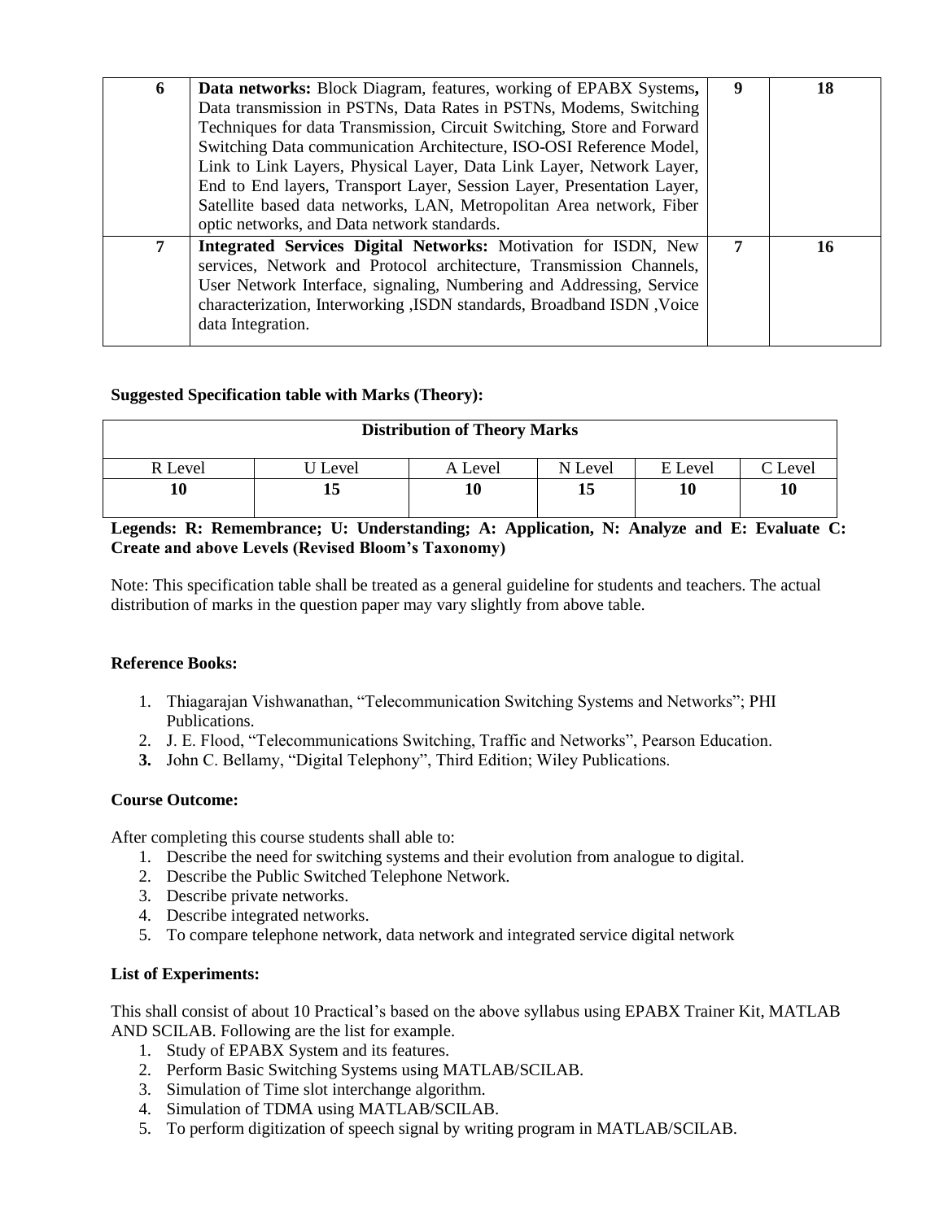| | | | |
|---|---|---|---|
| 6 | **Data networks:** Block Diagram, features, working of EPABX Systems**,** Data transmission in PSTNs, Data Rates in PSTNs, Modems, Switching Techniques for data Transmission, Circuit Switching, Store and Forward Switching Data communication Architecture, ISO-OSI Reference Model, Link to Link Layers, Physical Layer, Data Link Layer, Network Layer, End to End layers, Transport Layer, Session Layer, Presentation Layer, Satellite based data networks, LAN, Metropolitan Area network, Fiber optic networks, and Data network standards. | 9 | 18 |
| 7 | **Integrated Services Digital Networks:** Motivation for ISDN, New services, Network and Protocol architecture, Transmission Channels, User Network Interface, signaling, Numbering and Addressing, Service characterization, Interworking ,ISDN standards, Broadband ISDN ,Voice data Integration. | 7 | 16 |

**Suggested Specification table with Marks (Theory):**

| Distribution of Theory Marks | | | | | |
|---|---|---|---|---|---|
| R Level | U Level | A Level | N Level | E Level | C Level |
| **10** | **15** | **10** | **15** | **10** | **10** |

**Legends: R: Remembrance; U: Understanding; A: Application, N: Analyze and E: Evaluate C: Create and above Levels (Revised Bloom's Taxonomy)**

Note: This specification table shall be treated as a general guideline for students and teachers. The actual distribution of marks in the question paper may vary slightly from above table.

**Reference Books:**

1. Thiagarajan Vishwanathan, "Telecommunication Switching Systems and Networks"; PHI Publications.
2. J. E. Flood, "Telecommunications Switching, Traffic and Networks", Pearson Education.
3. John C. Bellamy, "Digital Telephony", Third Edition; Wiley Publications.

**Course Outcome:**

After completing this course students shall able to:

1. Describe the need for switching systems and their evolution from analogue to digital.
2. Describe the Public Switched Telephone Network.
3. Describe private networks.
4. Describe integrated networks.
5. To compare telephone network, data network and integrated service digital network

**List of Experiments:**

This shall consist of about 10 Practical's based on the above syllabus using EPABX Trainer Kit, MATLAB AND SCILAB. Following are the list for example.

1. Study of EPABX System and its features.
2. Perform Basic Switching Systems using MATLAB/SCILAB.
3. Simulation of Time slot interchange algorithm.
4. Simulation of TDMA using MATLAB/SCILAB.
5. To perform digitization of speech signal by writing program in MATLAB/SCILAB.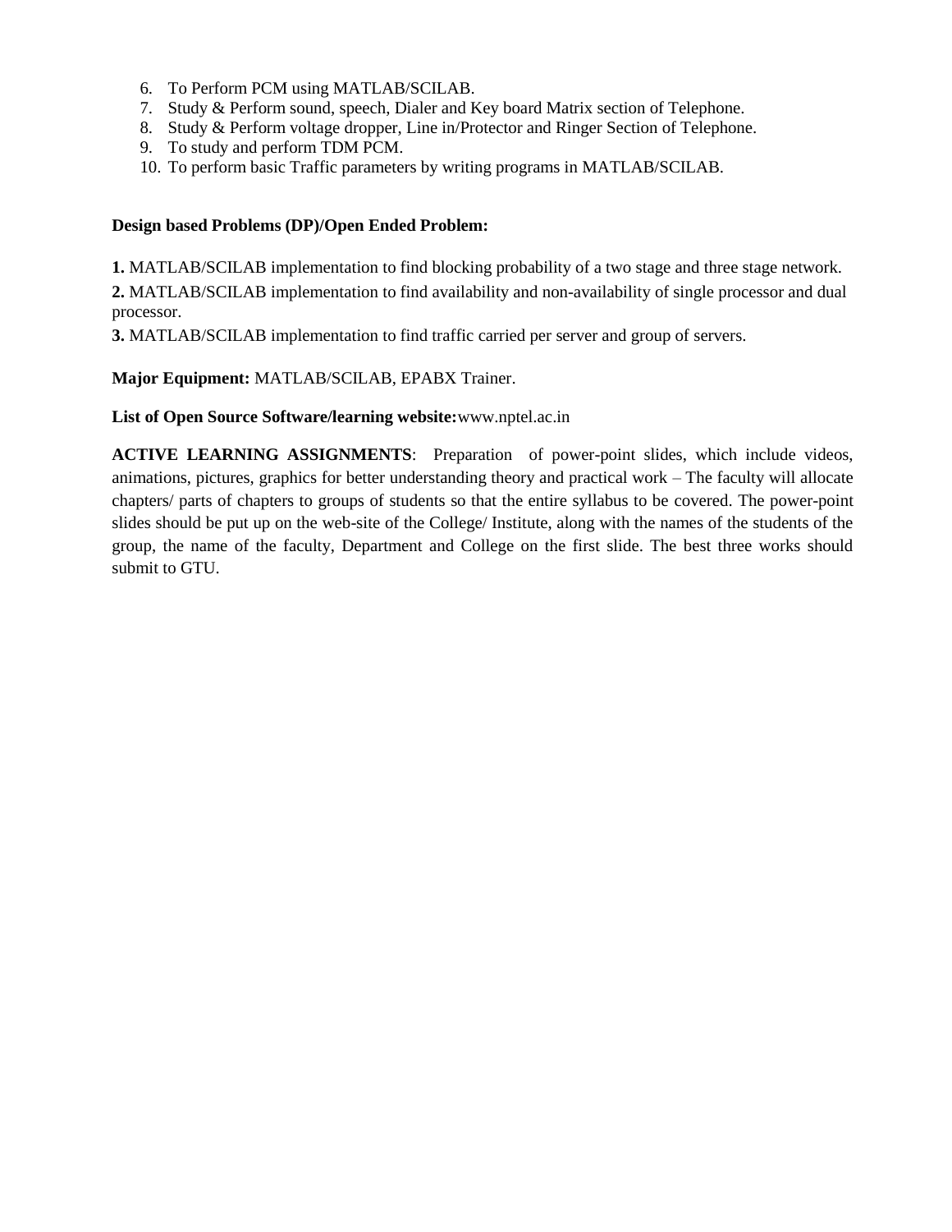6. To Perform PCM using MATLAB/SCILAB.
7. Study & Perform sound, speech, Dialer and Key board Matrix section of Telephone.
8. Study & Perform voltage dropper, Line in/Protector and Ringer Section of Telephone.
9. To study and perform TDM PCM.
10. To perform basic Traffic parameters by writing programs in MATLAB/SCILAB.

**Design based Problems (DP)/Open Ended Problem:**

**1.** MATLAB/SCILAB implementation to find blocking probability of a two stage and three stage network.

**2.** MATLAB/SCILAB implementation to find availability and non-availability of single processor and dual processor.

**3.** MATLAB/SCILAB implementation to find traffic carried per server and group of servers.

**Major Equipment:** MATLAB/SCILAB, EPABX Trainer.

**List of Open Source Software/learning website:**www.nptel.ac.in

**ACTIVE LEARNING ASSIGNMENTS**: Preparation of power-point slides, which include videos, animations, pictures, graphics for better understanding theory and practical work – The faculty will allocate chapters/ parts of chapters to groups of students so that the entire syllabus to be covered. The power-point slides should be put up on the web-site of the College/ Institute, along with the names of the students of the group, the name of the faculty, Department and College on the first slide. The best three works should submit to GTU.